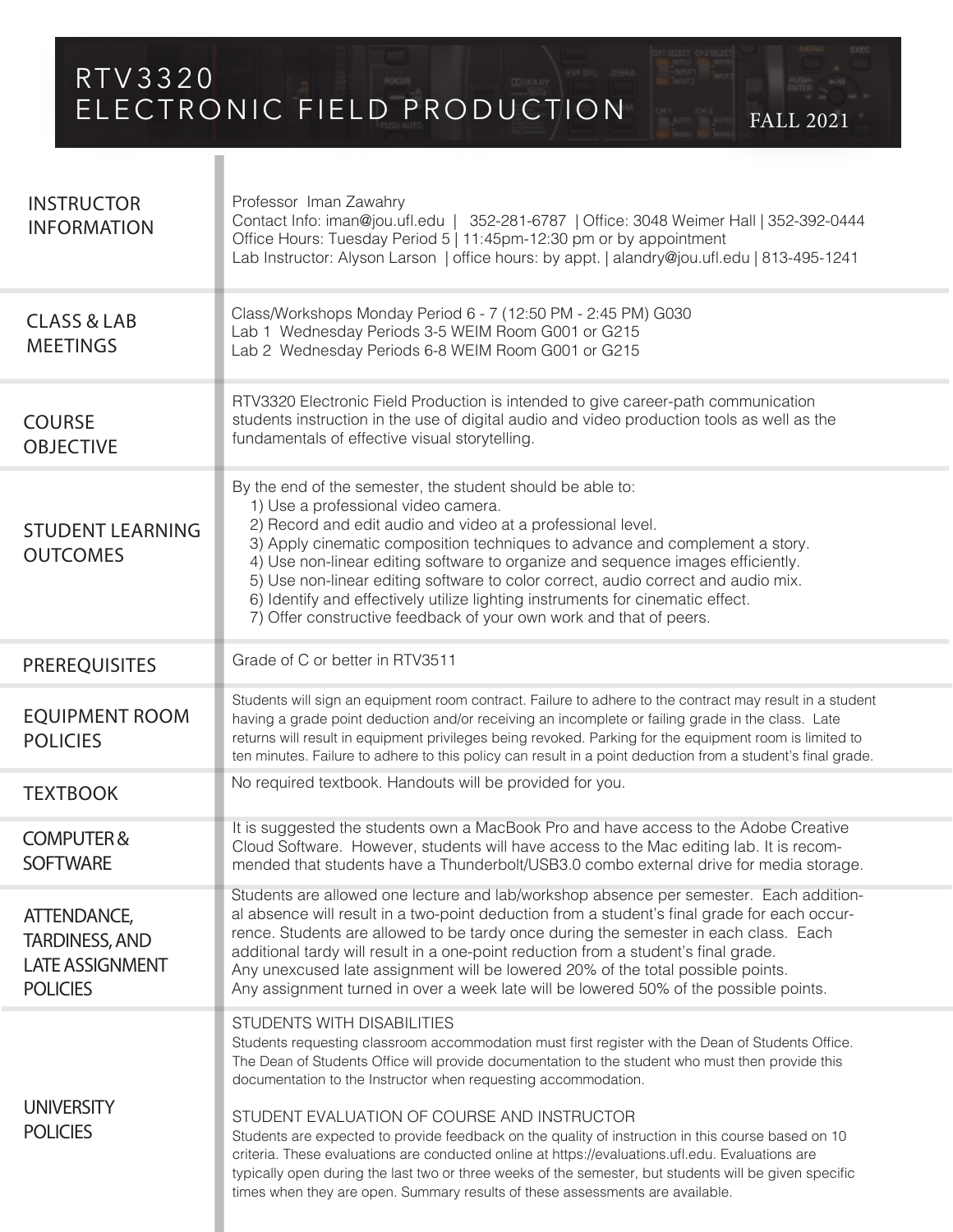# RTV3320 ELECTRONIC FIELD PRODUCTION

FALL 2021

## INSTRUCTOR INFORMATION

Professor Iman Zawahry
Contact Info: iman@jou.ufl.edu | 352-281-6787 | Office: 3048 Weimer Hall | 352-392-0444
Office Hours: Tuesday Period 5 | 11:45pm-12:30 pm or by appointment
Lab Instructor: Alyson Larson | office hours: by appt. | alandry@jou.ufl.edu | 813-495-1241

## CLASS & LAB MEETINGS

Class/Workshops Monday Period 6 - 7 (12:50 PM - 2:45 PM) G030
Lab 1 Wednesday Periods 3-5 WEIM Room G001 or G215
Lab 2 Wednesday Periods 6-8 WEIM Room G001 or G215

## COURSE OBJECTIVE

RTV3320 Electronic Field Production is intended to give career-path communication students instruction in the use of digital audio and video production tools as well as the fundamentals of effective visual storytelling.

## STUDENT LEARNING OUTCOMES

By the end of the semester, the student should be able to:

1) Use a professional video camera.
2) Record and edit audio and video at a professional level.
3) Apply cinematic composition techniques to advance and complement a story.
4) Use non-linear editing software to organize and sequence images efficiently.
5) Use non-linear editing software to color correct, audio correct and audio mix.
6) Identify and effectively utilize lighting instruments for cinematic effect.
7) Offer constructive feedback of your own work and that of peers.

## PREREQUISITES

Grade of C or better in RTV3511

## EQUIPMENT ROOM POLICIES

Students will sign an equipment room contract. Failure to adhere to the contract may result in a student having a grade point deduction and/or receiving an incomplete or failing grade in the class. Late returns will result in equipment privileges being revoked. Parking for the equipment room is limited to ten minutes. Failure to adhere to this policy can result in a point deduction from a student's final grade.

## TEXTBOOK

No required textbook. Handouts will be provided for you.

## COMPUTER & SOFTWARE

It is suggested the students own a MacBook Pro and have access to the Adobe Creative Cloud Software. However, students will have access to the Mac editing lab. It is recommended that students have a Thunderbolt/USB3.0 combo external drive for media storage.

## ATTENDANCE, TARDINESS, AND LATE ASSIGNMENT POLICIES

Students are allowed one lecture and lab/workshop absence per semester. Each additional absence will result in a two-point deduction from a student's final grade for each occurrence. Students are allowed to be tardy once during the semester in each class. Each additional tardy will result in a one-point reduction from a student's final grade.
Any unexcused late assignment will be lowered 20% of the total possible points.
Any assignment turned in over a week late will be lowered 50% of the possible points.

## UNIVERSITY POLICIES

STUDENTS WITH DISABILITIES

Students requesting classroom accommodation must first register with the Dean of Students Office. The Dean of Students Office will provide documentation to the student who must then provide this documentation to the Instructor when requesting accommodation.

STUDENT EVALUATION OF COURSE AND INSTRUCTOR

Students are expected to provide feedback on the quality of instruction in this course based on 10 criteria. These evaluations are conducted online at https://evaluations.ufl.edu. Evaluations are typically open during the last two or three weeks of the semester, but students will be given specific times when they are open. Summary results of these assessments are available.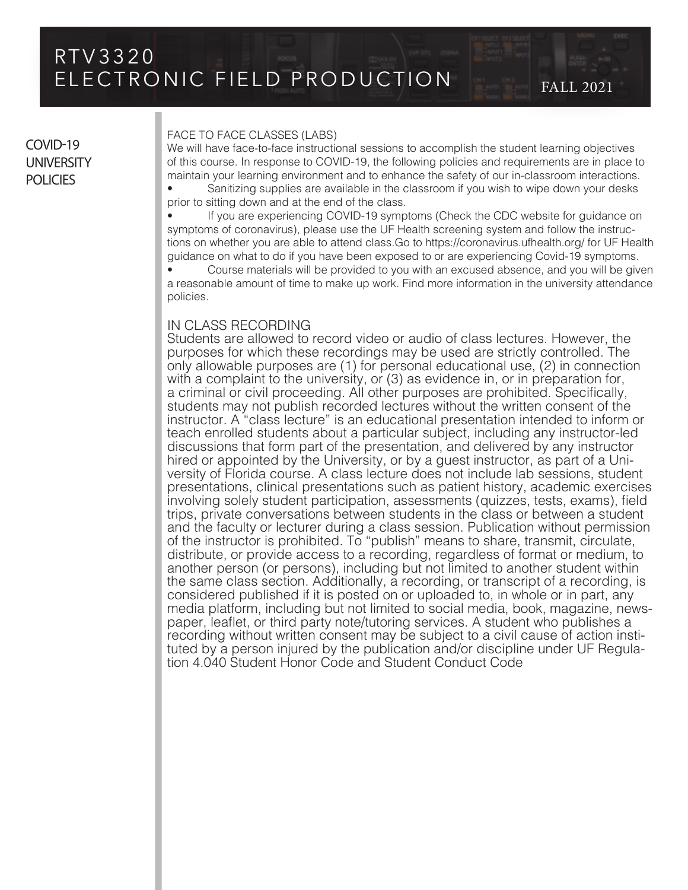# COVID-19 UNIVERSITY POLICIES

## FACE TO FACE CLASSES (LABS)

We will have face-to-face instructional sessions to accomplish the student learning objectives of this course. In response to COVID-19, the following policies and requirements are in place to maintain your learning environment and to enhance the safety of our in-classroom interactions.

- Sanitizing supplies are available in the classroom if you wish to wipe down your desks prior to sitting down and at the end of the class.
- If you are experiencing COVID-19 symptoms (Check the CDC website for guidance on symptoms of coronavirus), please use the UF Health screening system and follow the instructions on whether you are able to attend class.Go to https://coronavirus.ufhealth.org/ for UF Health guidance on what to do if you have been exposed to or are experiencing Covid-19 symptoms.
- Course materials will be provided to you with an excused absence, and you will be given a reasonable amount of time to make up work. Find more information in the university attendance policies.

## IN CLASS RECORDING

Students are allowed to record video or audio of class lectures. However, the purposes for which these recordings may be used are strictly controlled. The only allowable purposes are (1) for personal educational use, (2) in connection with a complaint to the university, or (3) as evidence in, or in preparation for, a criminal or civil proceeding. All other purposes are prohibited. Specifically, students may not publish recorded lectures without the written consent of the instructor. A "class lecture" is an educational presentation intended to inform or teach enrolled students about a particular subject, including any instructor-led discussions that form part of the presentation, and delivered by any instructor hired or appointed by the University, or by a guest instructor, as part of a University of Florida course. A class lecture does not include lab sessions, student presentations, clinical presentations such as patient history, academic exercises involving solely student participation, assessments (quizzes, tests, exams), field trips, private conversations between students in the class or between a student and the faculty or lecturer during a class session. Publication without permission of the instructor is prohibited. To "publish" means to share, transmit, circulate, distribute, or provide access to a recording, regardless of format or medium, to another person (or persons), including but not limited to another student within the same class section. Additionally, a recording, or transcript of a recording, is considered published if it is posted on or uploaded to, in whole or in part, any media platform, including but not limited to social media, book, magazine, newspaper, leaflet, or third party note/tutoring services. A student who publishes a recording without written consent may be subject to a civil cause of action instituted by a person injured by the publication and/or discipline under UF Regulation 4.040 Student Honor Code and Student Conduct Code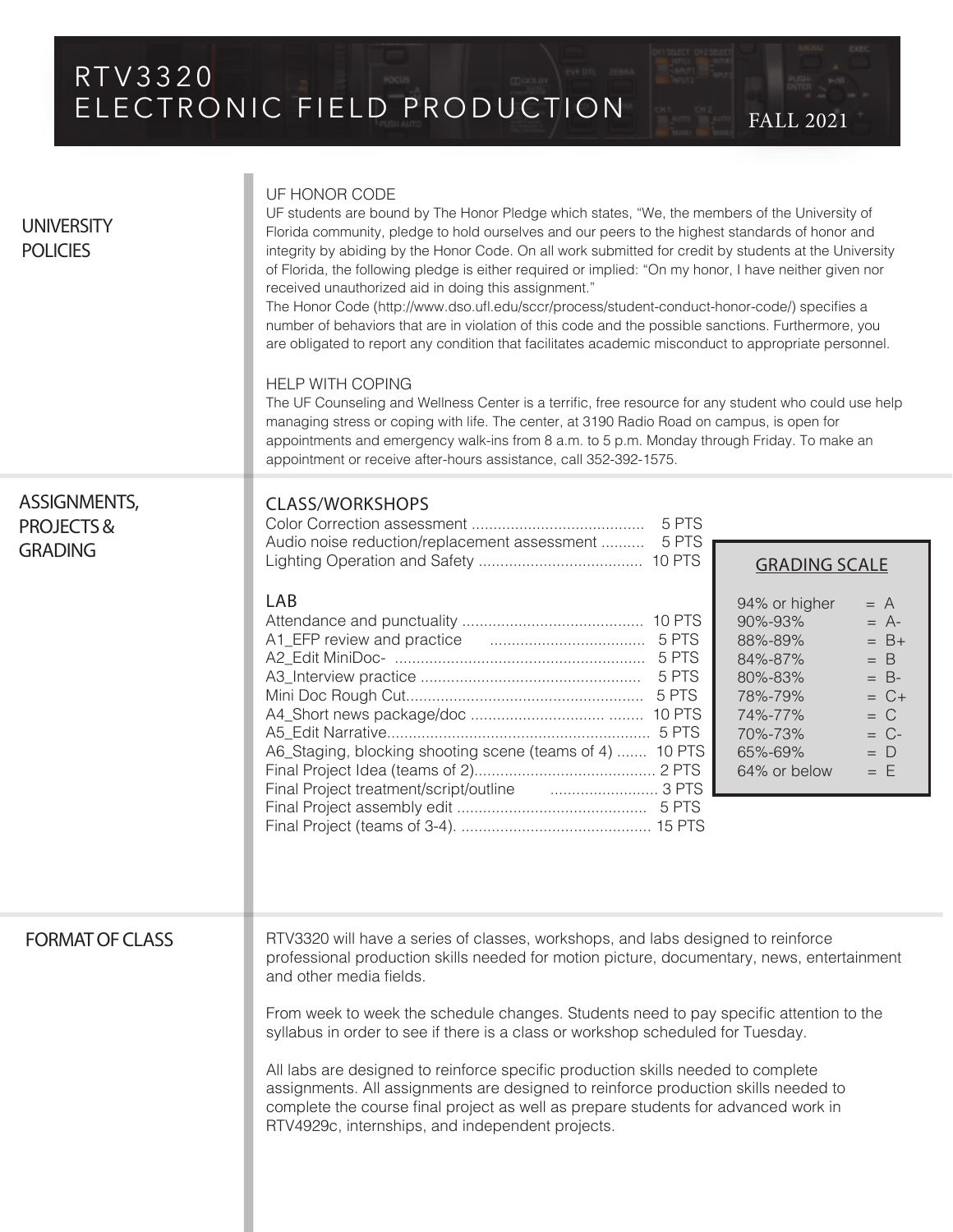# RTV3320 ELECTRONIC FIELD PRODUCTION

FALL 2021

## UNIVERSITY POLICIES

### UF HONOR CODE

UF students are bound by The Honor Pledge which states, "We, the members of the University of Florida community, pledge to hold ourselves and our peers to the highest standards of honor and integrity by abiding by the Honor Code. On all work submitted for credit by students at the University of Florida, the following pledge is either required or implied: "On my honor, I have neither given nor received unauthorized aid in doing this assignment."

The Honor Code (http://www.dso.ufl.edu/sccr/process/student-conduct-honor-code/) specifies a number of behaviors that are in violation of this code and the possible sanctions. Furthermore, you are obligated to report any condition that facilitates academic misconduct to appropriate personnel.

### HELP WITH COPING

The UF Counseling and Wellness Center is a terrific, free resource for any student who could use help managing stress or coping with life. The center, at 3190 Radio Road on campus, is open for appointments and emergency walk-ins from 8 a.m. to 5 p.m. Monday through Friday. To make an appointment or receive after-hours assistance, call 352-392-1575.

## ASSIGNMENTS, PROJECTS & GRADING

### CLASS/WORKSHOPS

| Item | Points |
|---|---|
| Color Correction assessment | 5 PTS |
| Audio noise reduction/replacement assessment | 5 PTS |
| Lighting Operation and Safety | 10 PTS |

### LAB

| Item | Points |
|---|---|
| Attendance and punctuality | 10 PTS |
| A1_EFP review and practice | 5 PTS |
| A2_Edit MiniDoc- | 5 PTS |
| A3_Interview practice | 5 PTS |
| Mini Doc Rough Cut | 5 PTS |
| A4_Short news package/doc | 10 PTS |
| A5_Edit Narrative | 5 PTS |
| A6_Staging, blocking shooting scene (teams of 4) | 10 PTS |
| Final Project Idea (teams of 2) | 2 PTS |
| Final Project treatment/script/outline | 3 PTS |
| Final Project assembly edit | 5 PTS |
| Final Project (teams of 3-4). | 15 PTS |

### GRADING SCALE

| Percentage | Grade |
|---|---|
| 94% or higher | A |
| 90%-93% | A- |
| 88%-89% | B+ |
| 84%-87% | B |
| 80%-83% | B- |
| 78%-79% | C+ |
| 74%-77% | C |
| 70%-73% | C- |
| 65%-69% | D |
| 64% or below | E |

## FORMAT OF CLASS

RTV3320 will have a series of classes, workshops, and labs designed to reinforce professional production skills needed for motion picture, documentary, news, entertainment and other media fields.

From week to week the schedule changes. Students need to pay specific attention to the syllabus in order to see if there is a class or workshop scheduled for Tuesday.

All labs are designed to reinforce specific production skills needed to complete assignments. All assignments are designed to reinforce production skills needed to complete the course final project as well as prepare students for advanced work in RTV4929c, internships, and independent projects.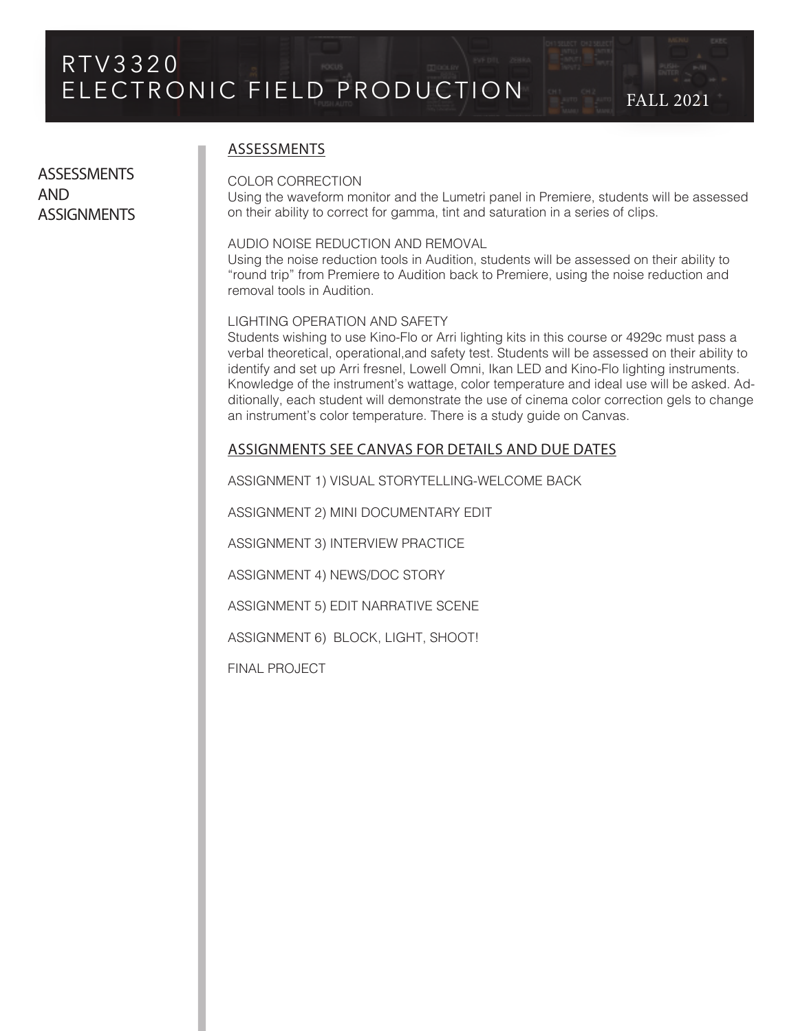# RTV3320 ELECTRONIC FIELD PRODUCTION

FALL 2021

## ASSESSMENTS AND ASSIGNMENTS

### ASSESSMENTS

COLOR CORRECTION

Using the waveform monitor and the Lumetri panel in Premiere, students will be assessed on their ability to correct for gamma, tint and saturation in a series of clips.

AUDIO NOISE REDUCTION AND REMOVAL

Using the noise reduction tools in Audition, students will be assessed on their ability to "round trip" from Premiere to Audition back to Premiere, using the noise reduction and removal tools in Audition.

LIGHTING OPERATION AND SAFETY

Students wishing to use Kino-Flo or Arri lighting kits in this course or 4929c must pass a verbal theoretical, operational,and safety test. Students will be assessed on their ability to identify and set up Arri fresnel, Lowell Omni, Ikan LED and Kino-Flo lighting instruments. Knowledge of the instrument's wattage, color temperature and ideal use will be asked. Additionally, each student will demonstrate the use of cinema color correction gels to change an instrument's color temperature. There is a study guide on Canvas.

### ASSIGNMENTS SEE CANVAS FOR DETAILS AND DUE DATES

ASSIGNMENT 1) VISUAL STORYTELLING-WELCOME BACK

ASSIGNMENT 2) MINI DOCUMENTARY EDIT

ASSIGNMENT 3) INTERVIEW PRACTICE

ASSIGNMENT 4) NEWS/DOC STORY

ASSIGNMENT 5) EDIT NARRATIVE SCENE

ASSIGNMENT 6) BLOCK, LIGHT, SHOOT!

FINAL PROJECT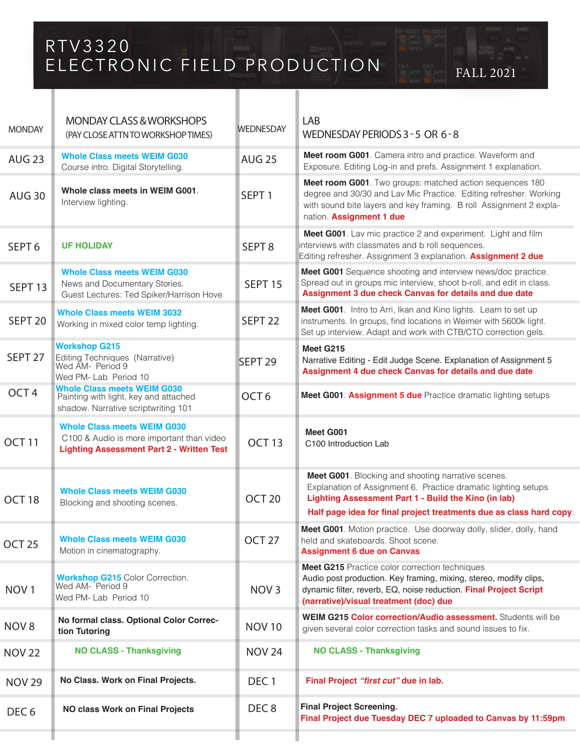# RTV3320 ELECTRONIC FIELD PRODUCTION

FALL 2021

| MONDAY | MONDAY CLASS & WORKSHOPS (PAY CLOSE ATTN TO WORKSHOP TIMES) | WEDNESDAY | LAB WEDNESDAY PERIODS 3-5 OR 6-8 |
|---|---|---|---|
| AUG 23 | **Whole Class meets WEIM G030** Course intro. Digital Storytelling. | AUG 25 | **Meet room G001**. Camera intro and practice. Waveform and Exposure. Editing Log-in and prefs. Assignment 1 explanation. |
| AUG 30 | **Whole class meets in WEIM G001**. Interview lighting. | SEPT 1 | **Meet room G001**. Two groups: matched action sequences 180 degree and 30/30 and Lav Mic Practice. Editing refresher. Working with sound bite layers and key framing. B roll Assignment 2 explanation. **Assignment 1 due** |
| SEPT 6 | **UF HOLIDAY** | SEPT 8 | **Meet G001**. Lav mic practice 2 and experiment. Light and film interviews with classmates and b roll sequences. Editing refresher. Assignment 3 explanation. **Assignment 2 due** |
| SEPT 13 | **Whole Class meets WEIM G030** News and Documentary Stories. Guest Lectures: Ted Spiker/Harrison Hove | SEPT 15 | **Meet G001** Sequence shooting and interview news/doc practice. Spread out in groups mic interview, shoot b-roll, and edit in class. **Assignment 3 due check Canvas for details and due date** |
| SEPT 20 | **Whole Class meets WEIM 3032** Working in mixed color temp lighting. | SEPT 22 | **Meet G001**. Intro to Arri, Ikan and Kino lights. Learn to set up instruments. In groups, find locations in Weimer with 5600k light. Set up interview. Adapt and work with CTB/CTO correction gels. |
| SEPT 27 | **Workshop G215** Editing Techniques (Narrative) Wed AM- Period 9 Wed PM- Lab Period 10 | SEPT 29 | **Meet G215** Narrative Editing - Edit Judge Scene. Explanation of Assignment 5 **Assignment 4 due check Canvas for details and due date** |
| OCT 4 | **Whole Class meets WEIM G030** Painting with light, key and attached shadow. Narrative scriptwriting 101 | OCT 6 | **Meet G001**. **Assignment 5 due** Practice dramatic lighting setups |
| OCT 11 | **Whole Class meets WEIM G030** C100 & Audio is more important than video **Lighting Assessment Part 2 - Written Test** | OCT 13 | **Meet G001** C100 Introduction Lab |
| OCT 18 | **Whole Class meets WEIM G030** Blocking and shooting scenes. | OCT 20 | **Meet G001**. Blocking and shooting narrative scenes. Explanation of Assignment 6. Practice dramatic lighting setups **Lighting Assessment Part 1 - Build the Kino (in lab)** **Half page idea for final project treatments due as class hard copy**. |
| OCT 25 | **Whole Class meets WEIM G030** Motion in cinematography. | OCT 27 | **Meet G001**. Motion practice. Use doorway dolly, slider, dolly, hand held and skateboards. Shoot scene. **Assignment 6 due on Canvas** |
| NOV 1 | **Workshop G215** Color Correction. Wed AM- Period 9 Wed PM- Lab Period 10 | NOV 3 | **Meet G215** Practice color correction techniques Audio post production. Key framing, mixing, stereo, modify clips, dynamic filter, reverb, EQ, noise reduction. **Final Project Script (narrative)/visual treatment (doc) due** |
| NOV 8 | **No formal class. Optional Color Correction Tutoring** | NOV 10 | **WEIM G215 Color correction/Audio assessment.** Students will be given several color correction tasks and sound issues to fix. |
| NOV 22 | **NO CLASS - Thanksgiving** | NOV 24 | **NO CLASS - Thanksgiving** |
| NOV 29 | **No Class. Work on Final Projects.** | DEC 1 | **Final Project *"first cut"* due in lab.** |
| DEC 6 | **NO class Work on Final Projects** | DEC 8 | **Final Project Screening.** **Final Project due Tuesday DEC 7 uploaded to Canvas by 11:59pm** |